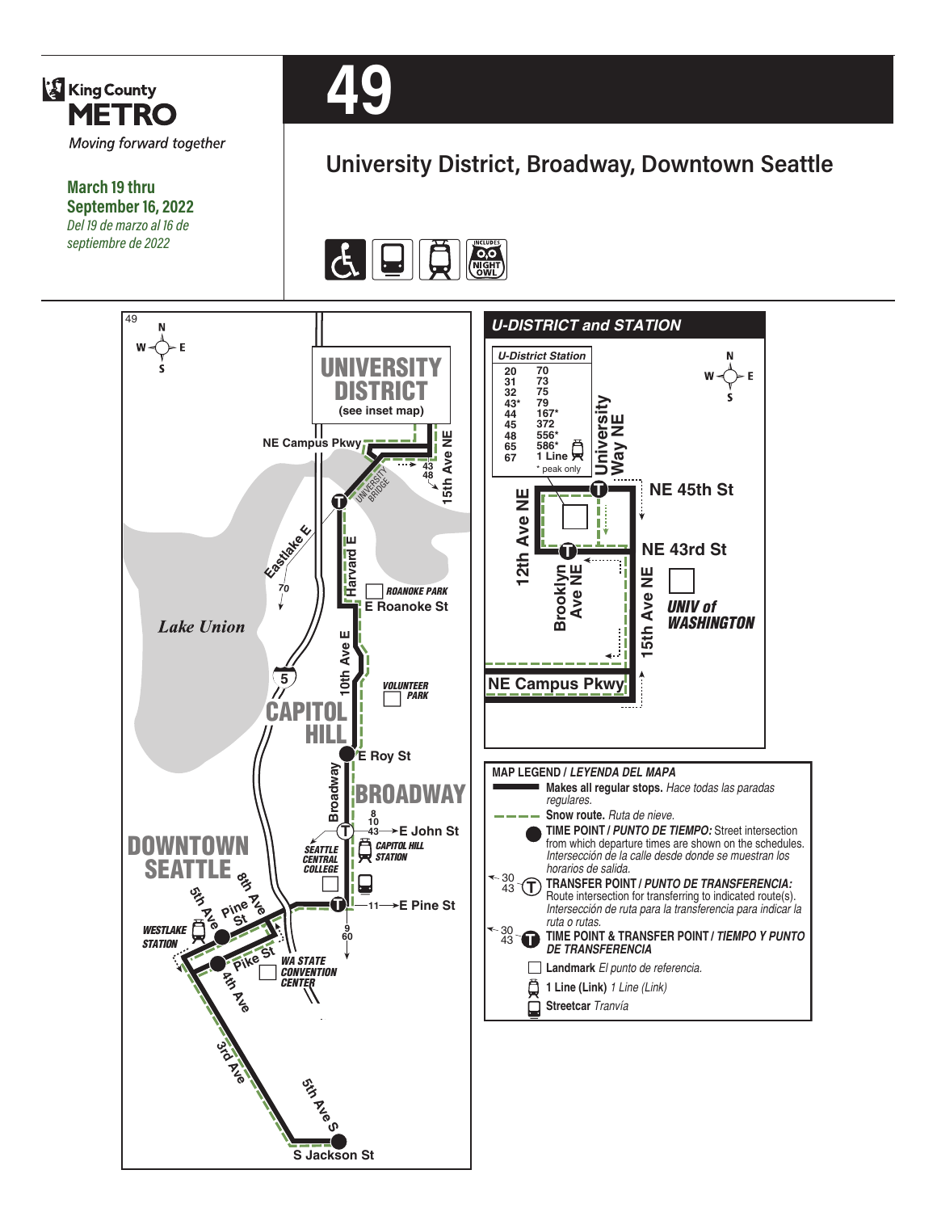King County
**METRO**
*Moving forward together*

**March 19 thru September 16, 2022**
*Del 19 de marzo al 16 de septiembre de 2022*

# 49

## University District, Broadway, Downtown Seattle

INCLUDES NIGHT OWL

49

N W E S

UNIVERSITY DISTRICT (see inset map)

NE Campus Pkwy

15th Ave NE

43 48

UNIVERSITY BRIDGE

Eastlake E

70

Harvard E

ROANOKE PARK

E Roanoke St

Lake Union

10th Ave E

5

VOLUNTEER PARK

CAPITOL HILL

E Roy St

Broadway

BROADWAY

8 10 43 → E John St

SEATTLE CENTRAL COLLEGE

CAPITOL HILL STATION

DOWNTOWN SEATTLE

8th Ave

Pine St

5th Ave

11 → E Pine St

9 60

WESTLAKE STATION

Pike St

WA STATE CONVENTION CENTER

4th Ave

3rd Ave

5th Ave S

S Jackson St

### U-DISTRICT and STATION

**U-District Station**

| | |
|---|---|
| 20 | 70 |
| 31 | 73 |
| 32 | 75 |
| 43* | 79 |
| 44 | 167* |
| 45 | 372 |
| 48 | 556* |
| 65 | 586* |
| 67 | 1 Line |

\* peak only

University Way NE

NE 45th St

12th Ave NE

NE 43rd St

Brooklyn Ave NE

15th Ave NE

UNIV of WASHINGTON

NE Campus Pkwy

### MAP LEGEND / *LEYENDA DEL MAPA*

- **Makes all regular stops.** *Hace todas las paradas regulares.*
- **Snow route.** *Ruta de nieve.*
- **TIME POINT / *PUNTO DE TIEMPO:*** Street intersection from which departure times are shown on the schedules. *Intersección de la calle desde donde se muestran los horarios de salida.*
- 30 43 **TRANSFER POINT / *PUNTO DE TRANSFERENCIA:*** Route intersection for transferring to indicated route(s). *Intersección de ruta para la transferencia para indicar la ruta o rutas.*
- 30 43 **TIME POINT & TRANSFER POINT / *TIEMPO Y PUNTO DE TRANSFERENCIA***
- **Landmark** *El punto de referencia.*
- **1 Line (Link)** *1 Line (Link)*
- **Streetcar** *Tranvía*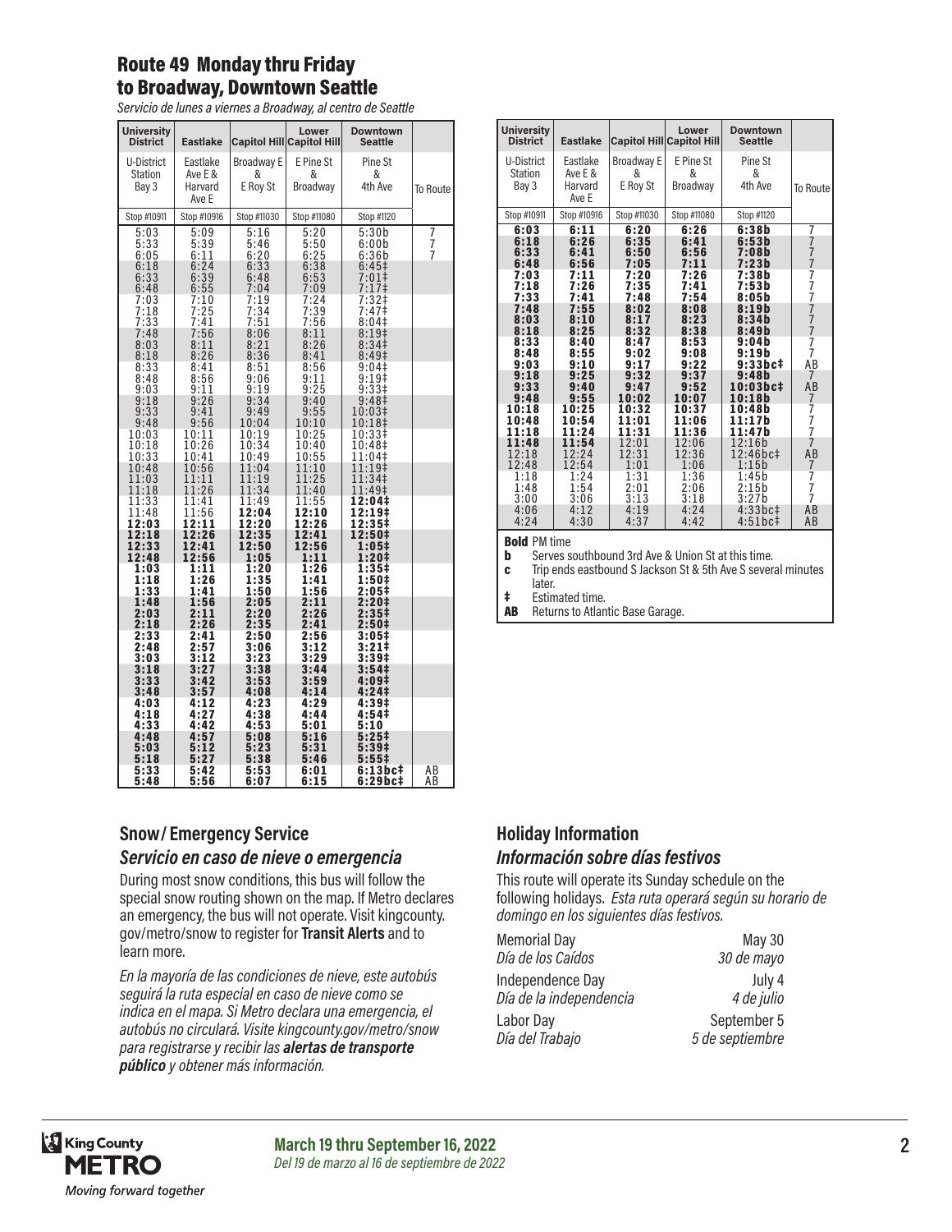## Route 49 Monday thru Friday to Broadway, Downtown Seattle

*Servicio de lunes a viernes a Broadway, al centro de Seattle*

| University District | Eastlake | Capitol Hill | Lower Capitol Hill | Downtown Seattle | |
|---|---|---|---|---|---|
| U-District Station Bay 3 | Eastlake Ave E & Harvard Ave E | Broadway E & E Roy St | E Pine St & Broadway | Pine St & 4th Ave | To Route |
| Stop #10911 | Stop #10916 | Stop #11030 | Stop #11080 | Stop #1120 | |
| 5:03 | 5:09 | 5:16 | 5:20 | 5:30b | 7 |
| 5:33 | 5:39 | 5:46 | 5:50 | 6:00b | 7 |
| 6:05 | 6:11 | 6:20 | 6:25 | 6:36b | 7 |
| 6:18 | 6:24 | 6:33 | 6:38 | 6:45‡ | |
| 6:33 | 6:39 | 6:48 | 6:53 | 7:01‡ | |
| 6:48 | 6:55 | 7:04 | 7:09 | 7:17‡ | |
| 7:03 | 7:10 | 7:19 | 7:24 | 7:32‡ | |
| 7:18 | 7:25 | 7:34 | 7:39 | 7:47‡ | |
| 7:33 | 7:41 | 7:51 | 7:56 | 8:04‡ | |
| 7:48 | 7:56 | 8:06 | 8:11 | 8:19‡ | |
| 8:03 | 8:11 | 8:21 | 8:26 | 8:34‡ | |
| 8:18 | 8:26 | 8:36 | 8:41 | 8:49‡ | |
| 8:33 | 8:41 | 8:51 | 8:56 | 9:04‡ | |
| 8:48 | 8:56 | 9:06 | 9:11 | 9:19‡ | |
| 9:03 | 9:11 | 9:19 | 9:25 | 9:33‡ | |
| 9:18 | 9:26 | 9:34 | 9:40 | 9:48‡ | |
| 9:33 | 9:41 | 9:49 | 9:55 | 10:03‡ | |
| 9:48 | 9:56 | 10:04 | 10:10 | 10:18‡ | |
| 10:03 | 10:11 | 10:19 | 10:25 | 10:33‡ | |
| 10:18 | 10:26 | 10:34 | 10:40 | 10:48‡ | |
| 10:33 | 10:41 | 10:49 | 10:55 | 11:04‡ | |
| 10:48 | 10:56 | 11:04 | 11:10 | 11:19‡ | |
| 11:03 | 11:11 | 11:19 | 11:25 | 11:34‡ | |
| 11:18 | 11:26 | 11:34 | 11:40 | 11:49‡ | |
| 11:33 | 11:41 | 11:49 | 11:55 | **12:04‡** | |
| 11:48 | 11:56 | **12:04** | **12:10** | **12:19‡** | |
| **12:03** | **12:11** | **12:20** | **12:26** | **12:35‡** | |
| **12:18** | **12:26** | **12:35** | **12:41** | **12:50‡** | |
| **12:33** | **12:41** | **12:50** | **12:56** | **1:05‡** | |
| **12:48** | **12:56** | **1:05** | **1:11** | **1:20‡** | |
| **1:03** | **1:11** | **1:20** | **1:26** | **1:35‡** | |
| **1:18** | **1:26** | **1:35** | **1:41** | **1:50‡** | |
| **1:33** | **1:41** | **1:50** | **1:56** | **2:05‡** | |
| **1:48** | **1:56** | **2:05** | **2:11** | **2:20‡** | |
| **2:03** | **2:11** | **2:20** | **2:26** | **2:35‡** | |
| **2:18** | **2:26** | **2:35** | **2:41** | **2:50‡** | |
| **2:33** | **2:41** | **2:50** | **2:56** | **3:05‡** | |
| **2:48** | **2:57** | **3:06** | **3:12** | **3:21‡** | |
| **3:03** | **3:12** | **3:23** | **3:29** | **3:39‡** | |
| **3:18** | **3:27** | **3:38** | **3:44** | **3:54‡** | |
| **3:33** | **3:42** | **3:53** | **3:59** | **4:09‡** | |
| **3:48** | **3:57** | **4:08** | **4:14** | **4:24‡** | |
| **4:03** | **4:12** | **4:23** | **4:29** | **4:39‡** | |
| **4:18** | **4:27** | **4:38** | **4:44** | **4:54‡** | |
| **4:33** | **4:42** | **4:53** | **5:01** | **5:10** | |
| **4:48** | **4:57** | **5:08** | **5:16** | **5:25‡** | |
| **5:03** | **5:12** | **5:23** | **5:31** | **5:39‡** | |
| **5:18** | **5:27** | **5:38** | **5:46** | **5:55‡** | |
| **5:33** | **5:42** | **5:53** | **6:01** | **6:13bc‡** | AB |
| **5:48** | **5:56** | **6:07** | **6:15** | **6:29bc‡** | AB |
| **6:03** | **6:11** | **6:20** | **6:26** | **6:38b** | 7 |
| **6:18** | **6:26** | **6:35** | **6:41** | **6:53b** | 7 |
| **6:33** | **6:41** | **6:50** | **6:56** | **7:08b** | 7 |
| **6:48** | **6:56** | **7:05** | **7:11** | **7:23b** | 7 |
| **7:03** | **7:11** | **7:20** | **7:26** | **7:38b** | 7 |
| **7:18** | **7:26** | **7:35** | **7:41** | **7:53b** | 7 |
| **7:33** | **7:41** | **7:48** | **7:54** | **8:05b** | 7 |
| **7:48** | **7:55** | **8:02** | **8:08** | **8:19b** | 7 |
| **8:03** | **8:10** | **8:17** | **8:23** | **8:34b** | 7 |
| **8:18** | **8:25** | **8:32** | **8:38** | **8:49b** | 7 |
| **8:33** | **8:40** | **8:47** | **8:53** | **9:04b** | 7 |
| **8:48** | **8:55** | **9:02** | **9:08** | **9:19b** | 7 |
| **9:03** | **9:10** | **9:17** | **9:22** | **9:33bc‡** | AB |
| **9:18** | **9:25** | **9:32** | **9:37** | **9:48b** | 7 |
| **9:33** | **9:40** | **9:47** | **9:52** | **10:03bc‡** | AB |
| **9:48** | **9:55** | **10:02** | **10:07** | **10:18b** | 7 |
| **10:18** | **10:25** | **10:32** | **10:37** | **10:48b** | 7 |
| **10:48** | **10:54** | **11:01** | **11:06** | **11:17b** | 7 |
| **11:18** | **11:24** | **11:31** | **11:36** | **11:47b** | 7 |
| **11:48** | **11:54** | 12:01 | 12:06 | 12:16b | 7 |
| 12:18 | 12:24 | 12:31 | 12:36 | 12:46bc‡ | AB |
| 12:48 | 12:54 | 1:01 | 1:06 | 1:15b | 7 |
| 1:18 | 1:24 | 1:31 | 1:36 | 1:45b | 7 |
| 1:48 | 1:54 | 2:01 | 2:06 | 2:15b | 7 |
| 3:00 | 3:06 | 3:13 | 3:18 | 3:27b | 7 |
| 4:06 | 4:12 | 4:19 | 4:24 | 4:33bc‡ | AB |
| 4:24 | 4:30 | 4:37 | 4:42 | 4:51bc‡ | AB |

**Bold** PM time
**b** Serves southbound 3rd Ave & Union St at this time.
**c** Trip ends eastbound S Jackson St & 5th Ave S several minutes later.
**‡** Estimated time.
**AB** Returns to Atlantic Base Garage.

### Snow/ Emergency Service

### *Servicio en caso de nieve o emergencia*

During most snow conditions, this bus will follow the special snow routing shown on the map. If Metro declares an emergency, the bus will not operate. Visit kingcounty.gov/metro/snow to register for **Transit Alerts** and to learn more.

*En la mayoría de las condiciones de nieve, este autobús seguirá la ruta especial en caso de nieve como se indica en el mapa. Si Metro declara una emergencia, el autobús no circulará. Visite kingcounty.gov/metro/snow para registrarse y recibir las **alertas de transporte público** y obtener más información.*

### Holiday Information

### *Información sobre días festivos*

This route will operate its Sunday schedule on the following holidays. *Esta ruta operará según su horario de domingo en los siguientes días festivos.*

| | |
|---|---|
| Memorial Day *Día de los Caídos* | May 30 *30 de mayo* |
| Independence Day *Día de la independencia* | July 4 *4 de julio* |
| Labor Day *Día del Trabajo* | September 5 *5 de septiembre* |

**March 19 thru September 16, 2022**
*Del 19 de marzo al 16 de septiembre de 2022*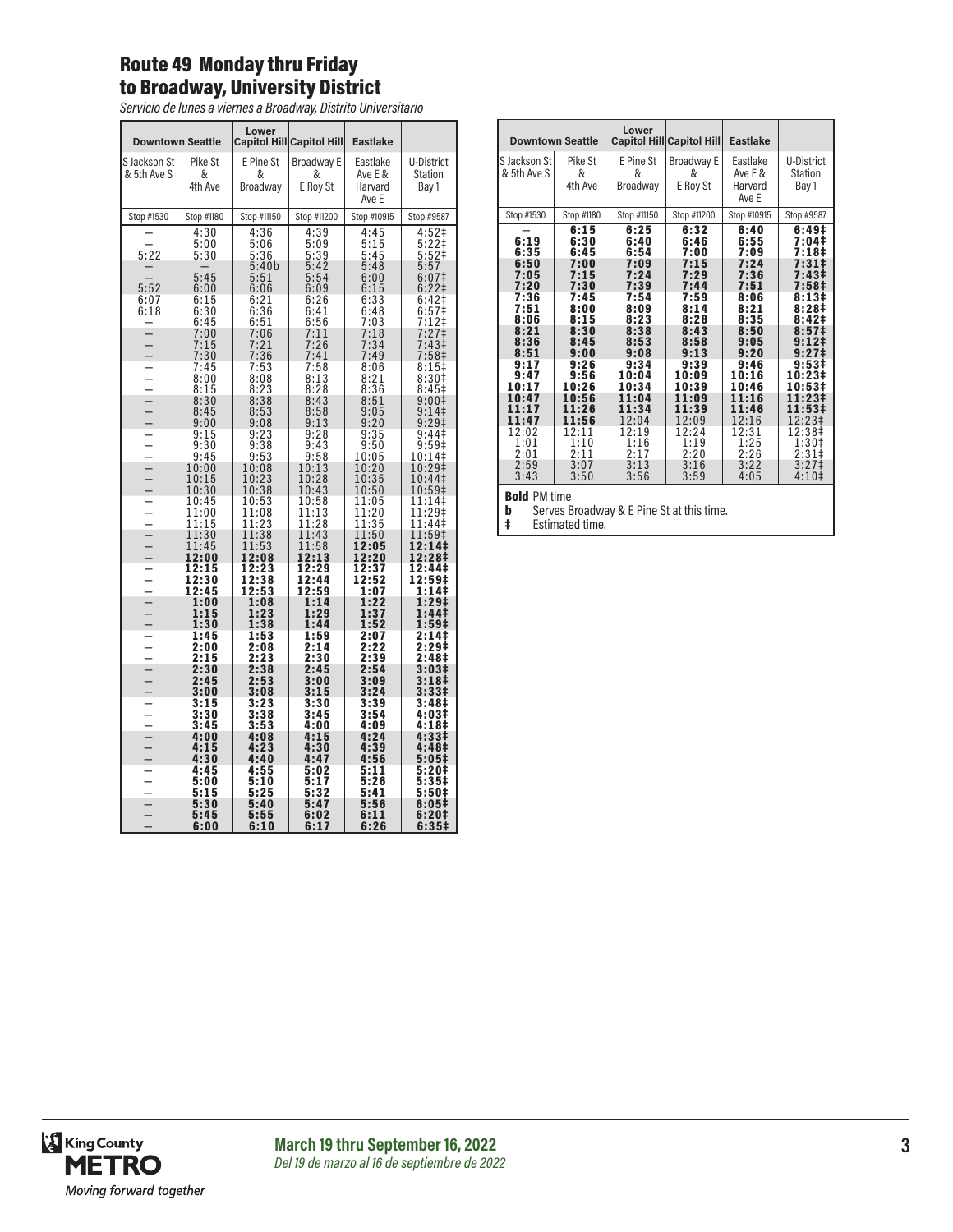# Route 49 Monday thru Friday to Broadway, University District

*Servicio de lunes a viernes a Broadway, Distrito Universitario*

| Downtown Seattle | | Lower Capitol Hill | Capitol Hill | Eastlake | |
|---|---|---|---|---|---|
| S Jackson St & 5th Ave S | Pike St & 4th Ave | E Pine St & Broadway | Broadway E & E Roy St | Eastlake Ave E & Harvard Ave E | U-District Station Bay 1 |
| Stop #1530 | Stop #1180 | Stop #11150 | Stop #11200 | Stop #10915 | Stop #9587 |
| – | 4:30 | 4:36 | 4:39 | 4:45 | 4:52‡ |
| – | 5:00 | 5:06 | 5:09 | 5:15 | 5:22‡ |
| 5:22 | 5:30 | 5:36 | 5:39 | 5:45 | 5:52‡ |
| – | – | 5:40b | 5:42 | 5:48 | 5:57 |
| – | 5:45 | 5:51 | 5:54 | 6:00 | 6:07‡ |
| 5:52 | 6:00 | 6:06 | 6:09 | 6:15 | 6:22‡ |
| 6:07 | 6:15 | 6:21 | 6:26 | 6:33 | 6:42‡ |
| 6:18 | 6:30 | 6:36 | 6:41 | 6:48 | 6:57‡ |
| – | 6:45 | 6:51 | 6:56 | 7:03 | 7:12‡ |
| – | 7:00 | 7:06 | 7:11 | 7:18 | 7:27‡ |
| – | 7:15 | 7:21 | 7:26 | 7:34 | 7:43‡ |
| – | 7:30 | 7:36 | 7:41 | 7:49 | 7:58‡ |
| – | 7:45 | 7:53 | 7:58 | 8:06 | 8:15‡ |
| – | 8:00 | 8:08 | 8:13 | 8:21 | 8:30‡ |
| – | 8:15 | 8:23 | 8:28 | 8:36 | 8:45‡ |
| – | 8:30 | 8:38 | 8:43 | 8:51 | 9:00‡ |
| – | 8:45 | 8:53 | 8:58 | 9:05 | 9:14‡ |
| – | 9:00 | 9:08 | 9:13 | 9:20 | 9:29‡ |
| – | 9:15 | 9:23 | 9:28 | 9:35 | 9:44‡ |
| – | 9:30 | 9:38 | 9:43 | 9:50 | 9:59‡ |
| – | 9:45 | 9:53 | 9:58 | 10:05 | 10:14‡ |
| – | 10:00 | 10:08 | 10:13 | 10:20 | 10:29‡ |
| – | 10:15 | 10:23 | 10:28 | 10:35 | 10:44‡ |
| – | 10:30 | 10:38 | 10:43 | 10:50 | 10:59‡ |
| – | 10:45 | 10:53 | 10:58 | 11:05 | 11:14‡ |
| – | 11:00 | 11:08 | 11:13 | 11:20 | 11:29‡ |
| – | 11:15 | 11:23 | 11:28 | 11:35 | 11:44‡ |
| – | 11:30 | 11:38 | 11:43 | 11:50 | 11:59‡ |
| – | 11:45 | 11:53 | 11:58 | **12:05** | **12:14‡** |
| – | **12:00** | **12:08** | **12:13** | **12:20** | **12:28‡** |
| – | **12:15** | **12:23** | **12:29** | **12:37** | **12:44‡** |
| – | **12:30** | **12:38** | **12:44** | **12:52** | **12:59‡** |
| – | **12:45** | **12:53** | **12:59** | **1:07** | **1:14‡** |
| – | **1:00** | **1:08** | **1:14** | **1:22** | **1:29‡** |
| – | **1:15** | **1:23** | **1:29** | **1:37** | **1:44‡** |
| – | **1:30** | **1:38** | **1:44** | **1:52** | **1:59‡** |
| – | **1:45** | **1:53** | **1:59** | **2:07** | **2:14‡** |
| – | **2:00** | **2:08** | **2:14** | **2:22** | **2:29‡** |
| – | **2:15** | **2:23** | **2:30** | **2:39** | **2:48‡** |
| – | **2:30** | **2:38** | **2:45** | **2:54** | **3:03‡** |
| – | **2:45** | **2:53** | **3:00** | **3:09** | **3:18‡** |
| – | **3:00** | **3:08** | **3:15** | **3:24** | **3:33‡** |
| – | **3:15** | **3:23** | **3:30** | **3:39** | **3:48‡** |
| – | **3:30** | **3:38** | **3:45** | **3:54** | **4:03‡** |
| – | **3:45** | **3:53** | **4:00** | **4:09** | **4:18‡** |
| – | **4:00** | **4:08** | **4:15** | **4:24** | **4:33‡** |
| – | **4:15** | **4:23** | **4:30** | **4:39** | **4:48‡** |
| – | **4:30** | **4:40** | **4:47** | **4:56** | **5:05‡** |
| – | **4:45** | **4:55** | **5:02** | **5:11** | **5:20‡** |
| – | **5:00** | **5:10** | **5:17** | **5:26** | **5:35‡** |
| – | **5:15** | **5:25** | **5:32** | **5:41** | **5:50‡** |
| – | **5:30** | **5:40** | **5:47** | **5:56** | **6:05‡** |
| – | **5:45** | **5:55** | **6:02** | **6:11** | **6:20‡** |
| – | **6:00** | **6:10** | **6:17** | **6:26** | **6:35‡** |
| – | **6:15** | **6:25** | **6:32** | **6:40** | **6:49‡** |
| **6:19** | **6:30** | **6:40** | **6:46** | **6:55** | **7:04‡** |
| **6:35** | **6:45** | **6:54** | **7:00** | **7:09** | **7:18‡** |
| **6:50** | **7:00** | **7:09** | **7:15** | **7:24** | **7:31‡** |
| **7:05** | **7:15** | **7:24** | **7:29** | **7:36** | **7:43‡** |
| **7:20** | **7:30** | **7:39** | **7:44** | **7:51** | **7:58‡** |
| **7:36** | **7:45** | **7:54** | **7:59** | **8:06** | **8:13‡** |
| **7:51** | **8:00** | **8:09** | **8:14** | **8:21** | **8:28‡** |
| **8:06** | **8:15** | **8:23** | **8:28** | **8:35** | **8:42‡** |
| **8:21** | **8:30** | **8:38** | **8:43** | **8:50** | **8:57‡** |
| **8:36** | **8:45** | **8:53** | **8:58** | **9:05** | **9:12‡** |
| **8:51** | **9:00** | **9:08** | **9:13** | **9:20** | **9:27‡** |
| **9:17** | **9:26** | **9:34** | **9:39** | **9:46** | **9:53‡** |
| **9:47** | **9:56** | **10:04** | **10:09** | **10:16** | **10:23‡** |
| **10:17** | **10:26** | **10:34** | **10:39** | **10:46** | **10:53‡** |
| **10:47** | **10:56** | **11:04** | **11:09** | **11:16** | **11:23‡** |
| **11:17** | **11:26** | **11:34** | **11:39** | **11:46** | **11:53‡** |
| **11:47** | **11:56** | 12:04 | 12:09 | 12:16 | 12:23‡ |
| 12:02 | 12:11 | 12:19 | 12:24 | 12:31 | 12:38‡ |
| 1:01 | 1:10 | 1:16 | 1:19 | 1:25 | 1:30‡ |
| 2:01 | 2:11 | 2:17 | 2:20 | 2:26 | 2:31‡ |
| 2:59 | 3:07 | 3:13 | 3:16 | 3:22 | 3:27‡ |
| 3:43 | 3:50 | 3:56 | 3:59 | 4:05 | 4:10‡ |

**Bold** PM time

**b** Serves Broadway & E Pine St at this time.

**‡** Estimated time.

**March 19 thru September 16, 2022**

*Del 19 de marzo al 16 de septiembre de 2022*

King County METRO
*Moving forward together*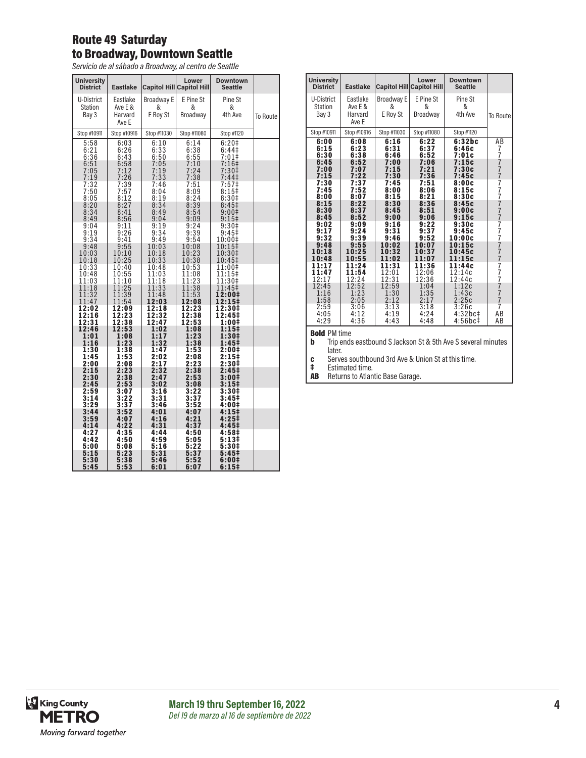# Route 49 Saturday
## to Broadway, Downtown Seattle

*Servicio de al sábado a Broadway, al centro de Seattle*

| University District | Eastlake | Capitol Hill | Lower Capitol Hill | Downtown Seattle | |
|---|---|---|---|---|---|
| U-District Station Bay 3 | Eastlake Ave E & Harvard Ave E | Broadway E & E Roy St | E Pine St & Broadway | Pine St & 4th Ave | To Route |
| Stop #10911 | Stop #10916 | Stop #11030 | Stop #11080 | Stop #1120 | |
| 5:58 | 6:03 | 6:10 | 6:14 | 6:20‡ | |
| 6:21 | 6:26 | 6:33 | 6:38 | 6:44‡ | |
| 6:36 | 6:43 | 6:50 | 6:55 | 7:01‡ | |
| 6:51 | 6:58 | 7:05 | 7:10 | 7:16‡ | |
| 7:05 | 7:12 | 7:19 | 7:24 | 7:30‡ | |
| 7:19 | 7:26 | 7:33 | 7:38 | 7:44‡ | |
| 7:32 | 7:39 | 7:46 | 7:51 | 7:57‡ | |
| 7:50 | 7:57 | 8:04 | 8:09 | 8:15‡ | |
| 8:05 | 8:12 | 8:19 | 8:24 | 8:30‡ | |
| 8:20 | 8:27 | 8:34 | 8:39 | 8:45‡ | |
| 8:34 | 8:41 | 8:49 | 8:54 | 9:00‡ | |
| 8:49 | 8:56 | 9:04 | 9:09 | 9:15‡ | |
| 9:04 | 9:11 | 9:19 | 9:24 | 9:30‡ | |
| 9:19 | 9:26 | 9:34 | 9:39 | 9:45‡ | |
| 9:34 | 9:41 | 9:49 | 9:54 | 10:00‡ | |
| 9:48 | 9:55 | 10:03 | 10:08 | 10:15‡ | |
| 10:03 | 10:10 | 10:18 | 10:23 | 10:30‡ | |
| 10:18 | 10:25 | 10:33 | 10:38 | 10:45‡ | |
| 10:33 | 10:40 | 10:48 | 10:53 | 11:00‡ | |
| 10:48 | 10:55 | 11:03 | 11:08 | 11:15‡ | |
| 11:03 | 11:10 | 11:18 | 11:23 | 11:30‡ | |
| 11:18 | 11:25 | 11:33 | 11:38 | 11:45‡ | |
| 11:32 | 11:39 | 11:48 | 11:53 | **12:00‡** | |
| 11:47 | 11:54 | **12:03** | **12:08** | **12:15‡** | |
| **12:02** | **12:09** | **12:18** | **12:23** | **12:30‡** | |
| **12:16** | **12:23** | **12:32** | **12:38** | **12:45‡** | |
| **12:31** | **12:38** | **12:47** | **12:53** | **1:00‡** | |
| **12:46** | **12:53** | **1:02** | **1:08** | **1:15‡** | |
| **1:01** | **1:08** | **1:17** | **1:23** | **1:30‡** | |
| **1:16** | **1:23** | **1:32** | **1:38** | **1:45‡** | |
| **1:30** | **1:38** | **1:47** | **1:53** | **2:00‡** | |
| **1:45** | **1:53** | **2:02** | **2:08** | **2:15‡** | |
| **2:00** | **2:08** | **2:17** | **2:23** | **2:30‡** | |
| **2:15** | **2:23** | **2:32** | **2:38** | **2:45‡** | |
| **2:30** | **2:38** | **2:47** | **2:53** | **3:00‡** | |
| **2:45** | **2:53** | **3:02** | **3:08** | **3:15‡** | |
| **2:59** | **3:07** | **3:16** | **3:22** | **3:30‡** | |
| **3:14** | **3:22** | **3:31** | **3:37** | **3:45‡** | |
| **3:29** | **3:37** | **3:46** | **3:52** | **4:00‡** | |
| **3:44** | **3:52** | **4:01** | **4:07** | **4:15‡** | |
| **3:59** | **4:07** | **4:16** | **4:21** | **4:25‡** | |
| **4:14** | **4:22** | **4:31** | **4:37** | **4:45‡** | |
| **4:27** | **4:35** | **4:44** | **4:50** | **4:58‡** | |
| **4:42** | **4:50** | **4:59** | **5:05** | **5:13‡** | |
| **5:00** | **5:08** | **5:16** | **5:22** | **5:30‡** | |
| **5:15** | **5:23** | **5:31** | **5:37** | **5:45‡** | |
| **5:30** | **5:38** | **5:46** | **5:52** | **6:00‡** | |
| **5:45** | **5:53** | **6:01** | **6:07** | **6:15‡** | |
| **6:00** | **6:08** | **6:16** | **6:22** | **6:32bc** | AB |
| **6:15** | **6:23** | **6:31** | **6:37** | **6:46c** | 7 |
| **6:30** | **6:38** | **6:46** | **6:52** | **7:01c** | 7 |
| **6:45** | **6:52** | **7:00** | **7:06** | **7:15c** | 7 |
| **7:00** | **7:07** | **7:15** | **7:21** | **7:30c** | 7 |
| **7:15** | **7:22** | **7:30** | **7:36** | **7:45c** | 7 |
| **7:30** | **7:37** | **7:45** | **7:51** | **8:00c** | 7 |
| **7:45** | **7:52** | **8:00** | **8:06** | **8:15c** | 7 |
| **8:00** | **8:07** | **8:15** | **8:21** | **8:30c** | 7 |
| **8:15** | **8:22** | **8:30** | **8:36** | **8:45c** | 7 |
| **8:30** | **8:37** | **8:45** | **8:51** | **9:00c** | 7 |
| **8:45** | **8:52** | **9:00** | **9:06** | **9:15c** | 7 |
| **9:02** | **9:09** | **9:16** | **9:22** | **9:30c** | 7 |
| **9:17** | **9:24** | **9:31** | **9:37** | **9:45c** | 7 |
| **9:32** | **9:39** | **9:46** | **9:52** | **10:00c** | 7 |
| **9:48** | **9:55** | **10:02** | **10:07** | **10:15c** | 7 |
| **10:18** | **10:25** | **10:32** | **10:37** | **10:45c** | 7 |
| **10:48** | **10:55** | **11:02** | **11:07** | **11:15c** | 7 |
| **11:17** | **11:24** | **11:31** | **11:36** | **11:44c** | 7 |
| **11:47** | **11:54** | 12:01 | 12:06 | 12:14c | 7 |
| 12:17 | 12:24 | 12:31 | 12:36 | 12:44c | 7 |
| 12:45 | 12:52 | 12:59 | 1:04 | 1:12c | 7 |
| 1:16 | 1:23 | 1:30 | 1:35 | 1:43c | 7 |
| 1:58 | 2:05 | 2:12 | 2:17 | 2:25c | 7 |
| 2:59 | 3:06 | 3:13 | 3:18 | 3:26c | 7 |
| 4:05 | 4:12 | 4:19 | 4:24 | 4:32bc‡ | AB |
| 4:29 | 4:36 | 4:43 | 4:48 | 4:56bc‡ | AB |

**Bold** PM time

**b** Trip ends eastbound S Jackson St & 5th Ave S several minutes later.

**c** Serves southbound 3rd Ave & Union St at this time.

**‡** Estimated time.

**AB** Returns to Atlantic Base Garage.

**March 19 thru September 16, 2022**
*Del 19 de marzo al 16 de septiembre de 2022*

King County METRO
*Moving forward together*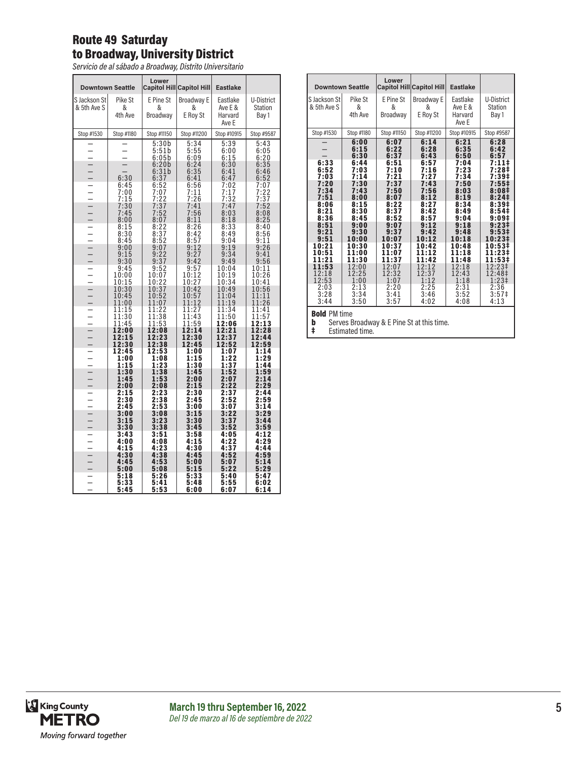## Route 49 Saturday
## to Broadway, University District

*Servicio de al sábado a Broadway, Distrito Universitario*

| Downtown Seattle | | Lower Capitol Hill | Capitol Hill | Eastlake | |
|---|---|---|---|---|---|
| S Jackson St & 5th Ave S | Pike St & 4th Ave | E Pine St & Broadway | Broadway E & E Roy St | Eastlake Ave E & Harvard Ave E | U-District Station Bay 1 |
| Stop #1530 | Stop #1180 | Stop #11150 | Stop #11200 | Stop #10915 | Stop #9587 |
| – | – | 5:30b | 5:34 | 5:39 | 5:43 |
| – | – | 5:51b | 5:55 | 6:00 | 6:05 |
| – | – | 6:05b | 6:09 | 6:15 | 6:20 |
| – | – | 6:20b | 6:24 | 6:30 | 6:35 |
| – | – | 6:31b | 6:35 | 6:41 | 6:46 |
| – | 6:30 | 6:37 | 6:41 | 6:47 | 6:52 |
| – | 6:45 | 6:52 | 6:56 | 7:02 | 7:07 |
| – | 7:00 | 7:07 | 7:11 | 7:17 | 7:22 |
| – | 7:15 | 7:22 | 7:26 | 7:32 | 7:37 |
| – | 7:30 | 7:37 | 7:41 | 7:47 | 7:52 |
| – | 7:45 | 7:52 | 7:56 | 8:03 | 8:08 |
| – | 8:00 | 8:07 | 8:11 | 8:18 | 8:25 |
| – | 8:15 | 8:22 | 8:26 | 8:33 | 8:40 |
| – | 8:30 | 8:37 | 8:42 | 8:49 | 8:56 |
| – | 8:45 | 8:52 | 8:57 | 9:04 | 9:11 |
| – | 9:00 | 9:07 | 9:12 | 9:19 | 9:26 |
| – | 9:15 | 9:22 | 9:27 | 9:34 | 9:41 |
| – | 9:30 | 9:37 | 9:42 | 9:49 | 9:56 |
| – | 9:45 | 9:52 | 9:57 | 10:04 | 10:11 |
| – | 10:00 | 10:07 | 10:12 | 10:19 | 10:26 |
| – | 10:15 | 10:22 | 10:27 | 10:34 | 10:41 |
| – | 10:30 | 10:37 | 10:42 | 10:49 | 10:56 |
| – | 10:45 | 10:52 | 10:57 | 11:04 | 11:11 |
| – | 11:00 | 11:07 | 11:12 | 11:19 | 11:26 |
| – | 11:15 | 11:22 | 11:27 | 11:34 | 11:41 |
| – | 11:30 | 11:38 | 11:43 | 11:50 | 11:57 |
| – | 11:45 | 11:53 | 11:59 | **12:06** | **12:13** |
| – | **12:00** | **12:08** | **12:14** | **12:21** | **12:28** |
| – | **12:15** | **12:23** | **12:30** | **12:37** | **12:44** |
| – | **12:30** | **12:38** | **12:45** | **12:52** | **12:59** |
| – | **12:45** | **12:53** | **1:00** | **1:07** | **1:14** |
| – | **1:00** | **1:08** | **1:15** | **1:22** | **1:29** |
| – | **1:15** | **1:23** | **1:30** | **1:37** | **1:44** |
| – | **1:30** | **1:38** | **1:45** | **1:52** | **1:59** |
| – | **1:45** | **1:53** | **2:00** | **2:07** | **2:14** |
| – | **2:00** | **2:08** | **2:15** | **2:22** | **2:29** |
| – | **2:15** | **2:23** | **2:30** | **2:37** | **2:44** |
| – | **2:30** | **2:38** | **2:45** | **2:52** | **2:59** |
| – | **2:45** | **2:53** | **3:00** | **3:07** | **3:14** |
| – | **3:00** | **3:08** | **3:15** | **3:22** | **3:29** |
| – | **3:15** | **3:23** | **3:30** | **3:37** | **3:44** |
| – | **3:30** | **3:38** | **3:45** | **3:52** | **3:59** |
| – | **3:43** | **3:51** | **3:58** | **4:05** | **4:12** |
| – | **4:00** | **4:08** | **4:15** | **4:22** | **4:29** |
| – | **4:15** | **4:23** | **4:30** | **4:37** | **4:44** |
| – | **4:30** | **4:38** | **4:45** | **4:52** | **4:59** |
| – | **4:45** | **4:53** | **5:00** | **5:07** | **5:14** |
| – | **5:00** | **5:08** | **5:15** | **5:22** | **5:29** |
| – | **5:18** | **5:26** | **5:33** | **5:40** | **5:47** |
| – | **5:33** | **5:41** | **5:48** | **5:55** | **6:02** |
| – | **5:45** | **5:53** | **6:00** | **6:07** | **6:14** |
| – | **6:00** | **6:07** | **6:14** | **6:21** | **6:28** |
| – | **6:15** | **6:22** | **6:28** | **6:35** | **6:42** |
| – | **6:30** | **6:37** | **6:43** | **6:50** | **6:57** |
| **6:33** | **6:44** | **6:51** | **6:57** | **7:04** | **7:11‡** |
| **6:52** | **7:03** | **7:10** | **7:16** | **7:23** | **7:28‡** |
| **7:03** | **7:14** | **7:21** | **7:27** | **7:34** | **7:39‡** |
| **7:20** | **7:30** | **7:37** | **7:43** | **7:50** | **7:55‡** |
| **7:34** | **7:43** | **7:50** | **7:56** | **8:03** | **8:08‡** |
| **7:51** | **8:00** | **8:07** | **8:12** | **8:19** | **8:24‡** |
| **8:06** | **8:15** | **8:22** | **8:27** | **8:34** | **8:39‡** |
| **8:21** | **8:30** | **8:37** | **8:42** | **8:49** | **8:54‡** |
| **8:36** | **8:45** | **8:52** | **8:57** | **9:04** | **9:09‡** |
| **8:51** | **9:00** | **9:07** | **9:12** | **9:18** | **9:23‡** |
| **9:21** | **9:30** | **9:37** | **9:42** | **9:48** | **9:53‡** |
| **9:51** | **10:00** | **10:07** | **10:12** | **10:18** | **10:23‡** |
| **10:21** | **10:30** | **10:37** | **10:42** | **10:48** | **10:53‡** |
| **10:51** | **11:00** | **11:07** | **11:12** | **11:18** | **11:23‡** |
| **11:21** | **11:30** | **11:37** | **11:42** | **11:48** | **11:53‡** |
| **11:53** | 12:00 | 12:07 | 12:12 | 12:18 | 12:23‡ |
| 12:18 | 12:25 | 12:32 | 12:37 | 12:43 | 12:48‡ |
| 12:53 | 1:00 | 1:07 | 1:12 | 1:18 | 1:23‡ |
| 2:03 | 2:13 | 2:20 | 2:25 | 2:31 | 2:36 |
| 3:28 | 3:34 | 3:41 | 3:46 | 3:52 | 3:57‡ |
| 3:44 | 3:50 | 3:57 | 4:02 | 4:08 | 4:13 |

**Bold** PM time

**b** Serves Broadway & E Pine St at this time.

**‡** Estimated time.

**March 19 thru September 16, 2022**

*Del 19 de marzo al 16 de septiembre de 2022*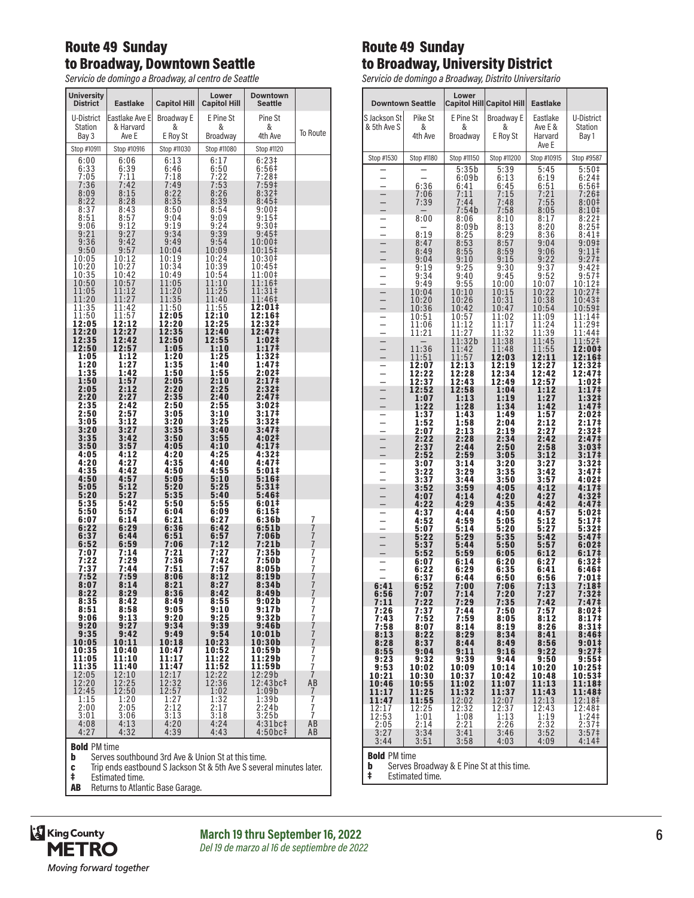## Route 49 Sunday to Broadway, Downtown Seattle

*Servicio de domingo a Broadway, al centro de Seattle*

| University District | Eastlake | Capitol Hill | Lower Capitol Hill | Downtown Seattle | |
|---|---|---|---|---|---|
| U-District Station Bay 3 | Eastlake Ave E & Harvard Ave E | Broadway E & E Roy St | E Pine St & Broadway | Pine St & 4th Ave | To Route |
| Stop #10911 | Stop #10916 | Stop #11030 | Stop #11080 | Stop #1120 | |
| 6:00 | 6:06 | 6:13 | 6:17 | 6:23‡ | |
| 6:33 | 6:39 | 6:46 | 6:50 | 6:56‡ | |
| 7:05 | 7:11 | 7:18 | 7:22 | 7:28‡ | |
| 7:36 | 7:42 | 7:49 | 7:53 | 7:59‡ | |
| 8:09 | 8:15 | 8:22 | 8:26 | 8:32‡ | |
| 8:22 | 8:28 | 8:35 | 8:39 | 8:45‡ | |
| 8:37 | 8:43 | 8:50 | 8:54 | 9:00‡ | |
| 8:51 | 8:57 | 9:04 | 9:09 | 9:15‡ | |
| 9:06 | 9:12 | 9:19 | 9:24 | 9:30‡ | |
| 9:21 | 9:27 | 9:34 | 9:39 | 9:45‡ | |
| 9:36 | 9:42 | 9:49 | 9:54 | 10:00‡ | |
| 9:50 | 9:57 | 10:04 | 10:09 | 10:15‡ | |
| 10:05 | 10:12 | 10:19 | 10:24 | 10:30‡ | |
| 10:20 | 10:27 | 10:34 | 10:39 | 10:45‡ | |
| 10:35 | 10:42 | 10:49 | 10:54 | 11:00‡ | |
| 10:50 | 10:57 | 11:05 | 11:10 | 11:16‡ | |
| 11:05 | 11:12 | 11:20 | 11:25 | 11:31‡ | |
| 11:20 | 11:27 | 11:35 | 11:40 | 11:46‡ | |
| 11:35 | 11:42 | 11:50 | 11:55 | **12:01‡** | |
| 11:50 | 11:57 | **12:05** | **12:10** | **12:16‡** | |
| **12:05** | **12:12** | **12:20** | **12:25** | **12:32‡** | |
| **12:20** | **12:27** | **12:35** | **12:40** | **12:47‡** | |
| **12:35** | **12:42** | **12:50** | **12:55** | **1:02‡** | |
| **12:50** | **12:57** | **1:05** | **1:10** | **1:17‡** | |
| **1:05** | **1:12** | **1:20** | **1:25** | **1:32‡** | |
| **1:20** | **1:27** | **1:35** | **1:40** | **1:47‡** | |
| **1:35** | **1:42** | **1:50** | **1:55** | **2:02‡** | |
| **1:50** | **1:57** | **2:05** | **2:10** | **2:17‡** | |
| **2:05** | **2:12** | **2:20** | **2:25** | **2:32‡** | |
| **2:20** | **2:27** | **2:35** | **2:40** | **2:47‡** | |
| **2:35** | **2:42** | **2:50** | **2:55** | **3:02‡** | |
| **2:50** | **2:57** | **3:05** | **3:10** | **3:17‡** | |
| **3:05** | **3:12** | **3:20** | **3:25** | **3:32‡** | |
| **3:20** | **3:27** | **3:35** | **3:40** | **3:47‡** | |
| **3:35** | **3:42** | **3:50** | **3:55** | **4:02‡** | |
| **3:50** | **3:57** | **4:05** | **4:10** | **4:17‡** | |
| **4:05** | **4:12** | **4:20** | **4:25** | **4:32‡** | |
| **4:20** | **4:27** | **4:35** | **4:40** | **4:47‡** | |
| **4:35** | **4:42** | **4:50** | **4:55** | **5:01‡** | |
| **4:50** | **4:57** | **5:05** | **5:10** | **5:16‡** | |
| **5:05** | **5:12** | **5:20** | **5:25** | **5:31‡** | |
| **5:20** | **5:27** | **5:35** | **5:40** | **5:46‡** | |
| **5:35** | **5:42** | **5:50** | **5:55** | **6:01‡** | |
| **5:50** | **5:57** | **6:04** | **6:09** | **6:15‡** | |
| **6:07** | **6:14** | **6:21** | **6:27** | **6:36b** | 7 |
| **6:22** | **6:29** | **6:36** | **6:42** | **6:51b** | 7 |
| **6:37** | **6:44** | **6:51** | **6:57** | **7:06b** | 7 |
| **6:52** | **6:59** | **7:06** | **7:12** | **7:21b** | 7 |
| **7:07** | **7:14** | **7:21** | **7:27** | **7:35b** | 7 |
| **7:22** | **7:29** | **7:36** | **7:42** | **7:50b** | 7 |
| **7:37** | **7:44** | **7:51** | **7:57** | **8:05b** | 7 |
| **7:52** | **7:59** | **8:06** | **8:12** | **8:19b** | 7 |
| **8:07** | **8:14** | **8:21** | **8:27** | **8:34b** | 7 |
| **8:22** | **8:29** | **8:36** | **8:42** | **8:49b** | 7 |
| **8:35** | **8:42** | **8:49** | **8:55** | **9:02b** | 7 |
| **8:51** | **8:58** | **9:05** | **9:10** | **9:17b** | 7 |
| **9:06** | **9:13** | **9:20** | **9:25** | **9:32b** | 7 |
| **9:20** | **9:27** | **9:34** | **9:39** | **9:46b** | 7 |
| **9:35** | **9:42** | **9:49** | **9:54** | **10:01b** | 7 |
| **10:05** | **10:11** | **10:18** | **10:23** | **10:30b** | 7 |
| **10:35** | **10:40** | **10:47** | **10:52** | **10:59b** | 7 |
| **11:05** | **11:10** | **11:17** | **11:22** | **11:29b** | 7 |
| **11:35** | **11:40** | **11:47** | **11:52** | **11:59b** | 7 |
| 12:05 | 12:10 | 12:17 | 12:22 | 12:29b | 7 |
| 12:20 | 12:25 | 12:32 | 12:36 | 12:43bc‡ | AB |
| 12:45 | 12:50 | 12:57 | 1:02 | 1:09b | 7 |
| 1:15 | 1:20 | 1:27 | 1:32 | 1:39b | 7 |
| 2:00 | 2:05 | 2:12 | 2:17 | 2:24b | 7 |
| 3:01 | 3:06 | 3:13 | 3:18 | 3:25b | 7 |
| 4:08 | 4:13 | 4:20 | 4:24 | 4:31bc‡ | AB |
| 4:27 | 4:32 | 4:39 | 4:43 | 4:50bc‡ | AB |

**Bold** PM time
**b** Serves southbound 3rd Ave & Union St at this time.
**c** Trip ends eastbound S Jackson St & 5th Ave S several minutes later.
**‡** Estimated time.
**AB** Returns to Atlantic Base Garage.

## Route 49 Sunday to Broadway, University District

*Servicio de domingo a Broadway, Distrito Universitario*

| Downtown Seattle | | Lower Capitol Hill | Capitol Hill | Eastlake | |
|---|---|---|---|---|---|
| S Jackson St & 5th Ave S | Pike St & 4th Ave | E Pine St & Broadway | Broadway E & E Roy St | Eastlake Ave E & Harvard Ave E | U-District Station Bay 1 |
| Stop #1530 | Stop #1180 | Stop #11150 | Stop #11200 | Stop #10915 | Stop #9587 |
| – | – | 5:35b | 5:39 | 5:45 | 5:50‡ |
| – | – | 6:09b | 6:13 | 6:19 | 6:24‡ |
| – | 6:36 | 6:41 | 6:45 | 6:51 | 6:56‡ |
| – | 7:06 | 7:11 | 7:15 | 7:21 | 7:26‡ |
| – | 7:39 | 7:44 | 7:48 | 7:55 | 8:00‡ |
| – | – | 7:54b | 7:58 | 8:05 | 8:10‡ |
| – | 8:00 | 8:06 | 8:10 | 8:17 | 8:22‡ |
| – | – | 8:09b | 8:13 | 8:20 | 8:25‡ |
| – | 8:19 | 8:25 | 8:29 | 8:36 | 8:41‡ |
| – | 8:47 | 8:53 | 8:57 | 9:04 | 9:09‡ |
| – | 8:49 | 8:55 | 8:59 | 9:06 | 9:11‡ |
| – | 9:04 | 9:10 | 9:15 | 9:22 | 9:27‡ |
| – | 9:19 | 9:25 | 9:30 | 9:37 | 9:42‡ |
| – | 9:34 | 9:40 | 9:45 | 9:52 | 9:57‡ |
| – | 9:49 | 9:55 | 10:00 | 10:07 | 10:12‡ |
| – | 10:04 | 10:10 | 10:15 | 10:22 | 10:27‡ |
| – | 10:20 | 10:26 | 10:31 | 10:38 | 10:43‡ |
| – | 10:36 | 10:42 | 10:47 | 10:54 | 10:59‡ |
| – | 10:51 | 10:57 | 11:02 | 11:09 | 11:14‡ |
| – | 11:06 | 11:12 | 11:17 | 11:24 | 11:29‡ |
| – | 11:21 | 11:27 | 11:32 | 11:39 | 11:44‡ |
| – | – | 11:32b | 11:38 | 11:45 | 11:52‡ |
| – | 11:36 | 11:42 | 11:48 | 11:55 | **12:00‡** |
| – | 11:51 | 11:57 | **12:03** | **12:11** | **12:16‡** |
| – | **12:07** | **12:13** | **12:19** | **12:27** | **12:32‡** |
| – | **12:22** | **12:28** | **12:34** | **12:42** | **12:47‡** |
| – | **12:37** | **12:43** | **12:49** | **12:57** | **1:02‡** |
| – | **12:52** | **12:58** | **1:04** | **1:12** | **1:17‡** |
| – | **1:07** | **1:13** | **1:19** | **1:27** | **1:32‡** |
| – | **1:22** | **1:28** | **1:34** | **1:42** | **1:47‡** |
| – | **1:37** | **1:43** | **1:49** | **1:57** | **2:02‡** |
| – | **1:52** | **1:58** | **2:04** | **2:12** | **2:17‡** |
| – | **2:07** | **2:13** | **2:19** | **2:27** | **2:32‡** |
| – | **2:22** | **2:28** | **2:34** | **2:42** | **2:47‡** |
| – | **2:37** | **2:44** | **2:50** | **2:58** | **3:03‡** |
| – | **2:52** | **2:59** | **3:05** | **3:12** | **3:17‡** |
| – | **3:07** | **3:14** | **3:20** | **3:27** | **3:32‡** |
| – | **3:22** | **3:29** | **3:35** | **3:42** | **3:47‡** |
| – | **3:37** | **3:44** | **3:50** | **3:57** | **4:02‡** |
| – | **3:52** | **3:59** | **4:05** | **4:12** | **4:17‡** |
| – | **4:07** | **4:14** | **4:20** | **4:27** | **4:32‡** |
| – | **4:22** | **4:29** | **4:35** | **4:42** | **4:47‡** |
| – | **4:37** | **4:44** | **4:50** | **4:57** | **5:02‡** |
| – | **4:52** | **4:59** | **5:05** | **5:12** | **5:17‡** |
| – | **5:07** | **5:14** | **5:20** | **5:27** | **5:32‡** |
| – | **5:22** | **5:29** | **5:35** | **5:42** | **5:47‡** |
| – | **5:37** | **5:44** | **5:50** | **5:57** | **6:02‡** |
| – | **5:52** | **5:59** | **6:05** | **6:12** | **6:17‡** |
| – | **6:07** | **6:14** | **6:20** | **6:27** | **6:32‡** |
| – | **6:22** | **6:29** | **6:35** | **6:41** | **6:46‡** |
| – | **6:37** | **6:44** | **6:50** | **6:56** | **7:01‡** |
| **6:41** | **6:52** | **7:00** | **7:06** | **7:13** | **7:18‡** |
| **6:56** | **7:07** | **7:14** | **7:20** | **7:27** | **7:32‡** |
| **7:11** | **7:22** | **7:29** | **7:35** | **7:42** | **7:47‡** |
| **7:26** | **7:37** | **7:44** | **7:50** | **7:57** | **8:02‡** |
| **7:43** | **7:52** | **7:59** | **8:05** | **8:12** | **8:17‡** |
| **7:58** | **8:07** | **8:14** | **8:19** | **8:26** | **8:31‡** |
| **8:13** | **8:22** | **8:29** | **8:34** | **8:41** | **8:46‡** |
| **8:28** | **8:37** | **8:44** | **8:49** | **8:56** | **9:01‡** |
| **8:55** | **9:04** | **9:11** | **9:16** | **9:22** | **9:27‡** |
| **9:23** | **9:32** | **9:39** | **9:44** | **9:50** | **9:55‡** |
| **9:53** | **10:02** | **10:09** | **10:14** | **10:20** | **10:25‡** |
| **10:21** | **10:30** | **10:37** | **10:42** | **10:48** | **10:53‡** |
| **10:46** | **10:55** | **11:02** | **11:07** | **11:13** | **11:18‡** |
| **11:17** | **11:25** | **11:32** | **11:37** | **11:43** | **11:48‡** |
| **11:47** | **11:55** | 12:02 | 12:07 | 12:13 | 12:18‡ |
| 12:17 | 12:25 | 12:32 | 12:37 | 12:43 | 12:48‡ |
| 12:53 | 1:01 | 1:08 | 1:13 | 1:19 | 1:24‡ |
| 2:05 | 2:14 | 2:21 | 2:26 | 2:32 | 2:37‡ |
| 3:27 | 3:34 | 3:41 | 3:46 | 3:52 | 3:57‡ |
| 3:44 | 3:51 | 3:58 | 4:03 | 4:09 | 4:14‡ |

**Bold** PM time
**b** Serves Broadway & E Pine St at this time.
**‡** Estimated time.

King County METRO
*Moving forward together*

**March 19 thru September 16, 2022**
*Del 19 de marzo al 16 de septiembre de 2022*